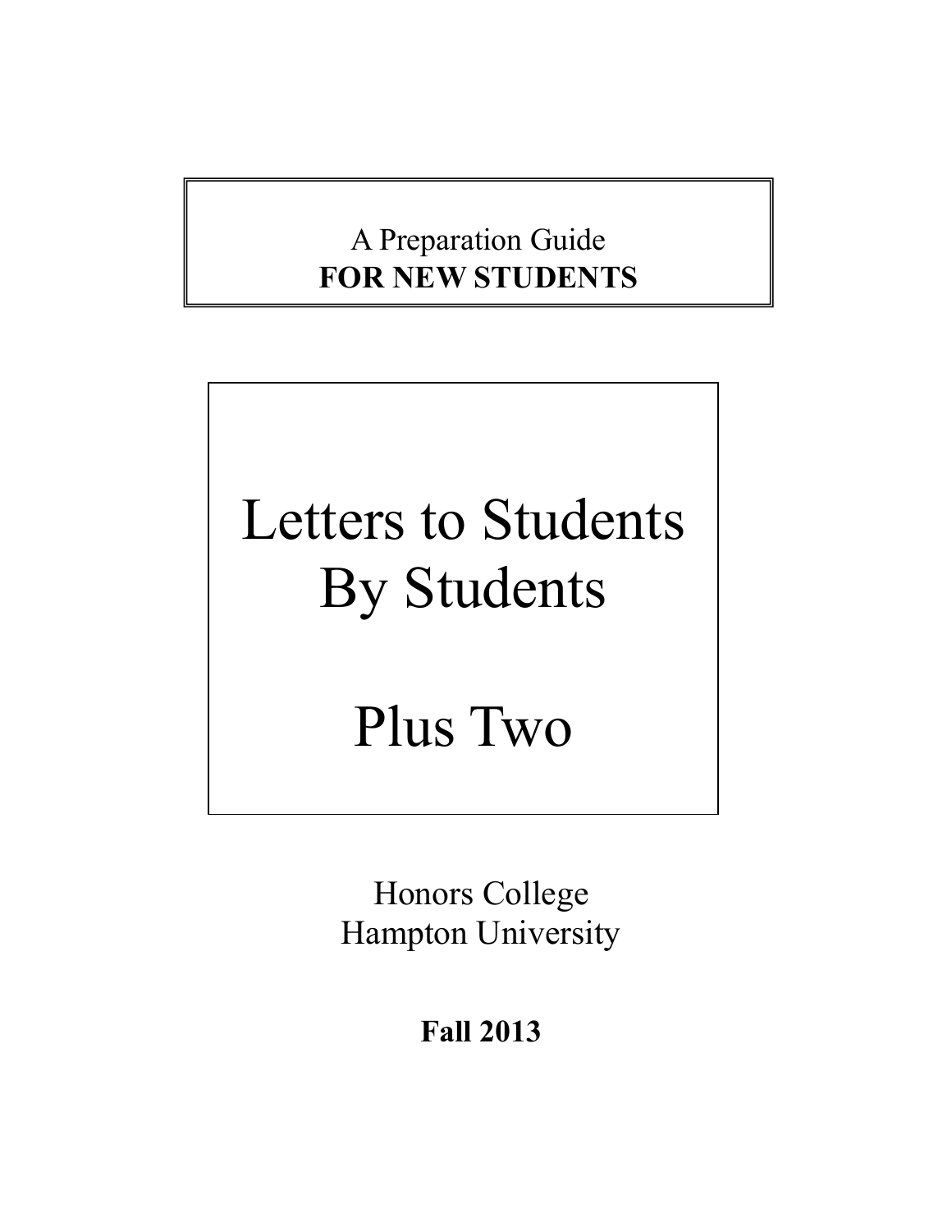A Preparation Guide
**FOR NEW STUDENTS**

# Letters to Students By Students

# Plus Two

Honors College
Hampton University

**Fall 2013**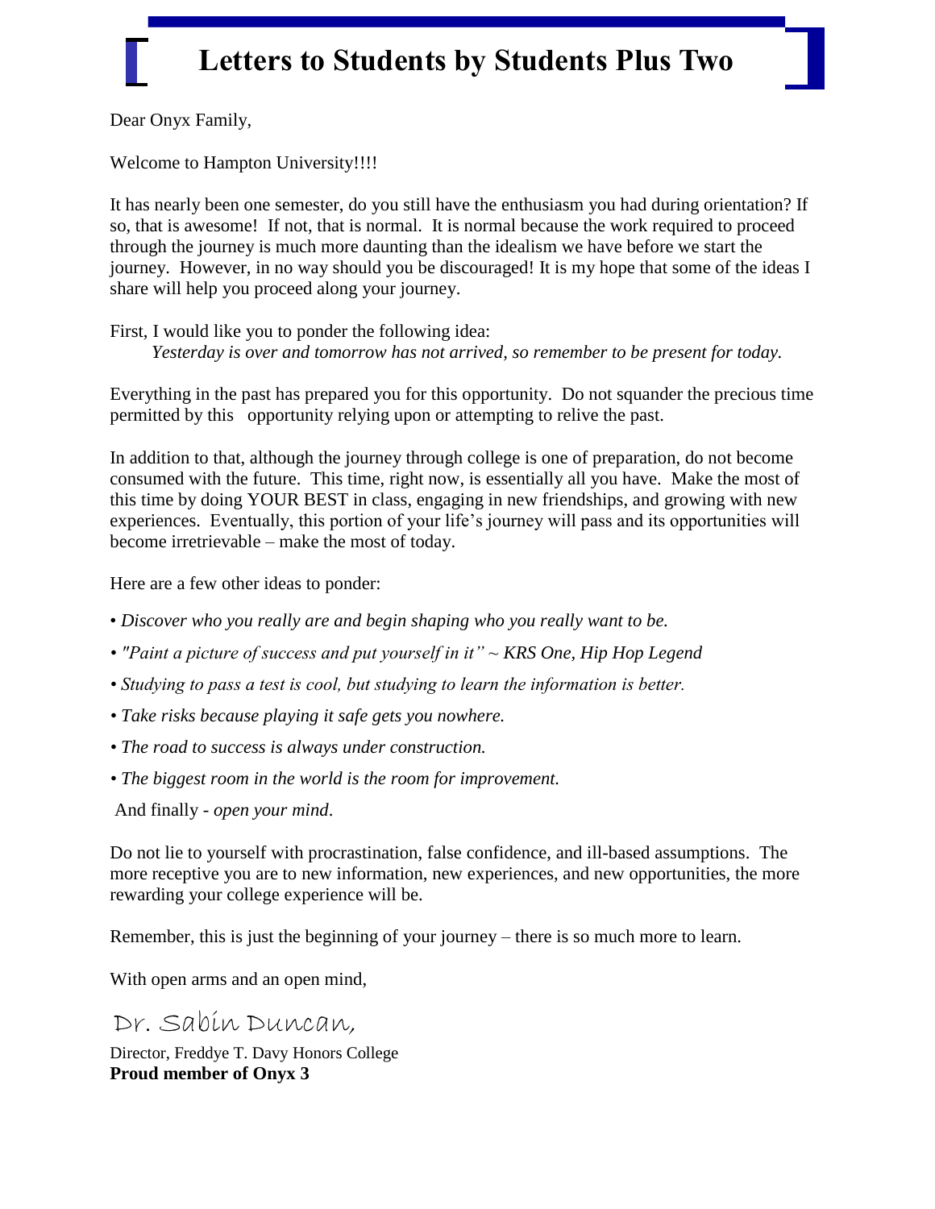# Letters to Students by Students Plus Two

Dear Onyx Family,

Welcome to Hampton University!!!!

It has nearly been one semester, do you still have the enthusiasm you had during orientation? If so, that is awesome! If not, that is normal. It is normal because the work required to proceed through the journey is much more daunting than the idealism we have before we start the journey. However, in no way should you be discouraged! It is my hope that some of the ideas I share will help you proceed along your journey.

First, I would like you to ponder the following idea:

*Yesterday is over and tomorrow has not arrived, so remember to be present for today.*

Everything in the past has prepared you for this opportunity. Do not squander the precious time permitted by this opportunity relying upon or attempting to relive the past.

In addition to that, although the journey through college is one of preparation, do not become consumed with the future. This time, right now, is essentially all you have. Make the most of this time by doing YOUR BEST in class, engaging in new friendships, and growing with new experiences. Eventually, this portion of your life's journey will pass and its opportunities will become irretrievable – make the most of today.

Here are a few other ideas to ponder:

- *Discover who you really are and begin shaping who you really want to be.*
- *"Paint a picture of success and put yourself in it" ~ KRS One, Hip Hop Legend*
- *Studying to pass a test is cool, but studying to learn the information is better.*
- *Take risks because playing it safe gets you nowhere.*
- *The road to success is always under construction.*
- *The biggest room in the world is the room for improvement.*

And finally - *open your mind*.

Do not lie to yourself with procrastination, false confidence, and ill-based assumptions. The more receptive you are to new information, new experiences, and new opportunities, the more rewarding your college experience will be.

Remember, this is just the beginning of your journey – there is so much more to learn.

With open arms and an open mind,

Dr. Sabin Duncan,

Director, Freddye T. Davy Honors College

**Proud member of Onyx 3**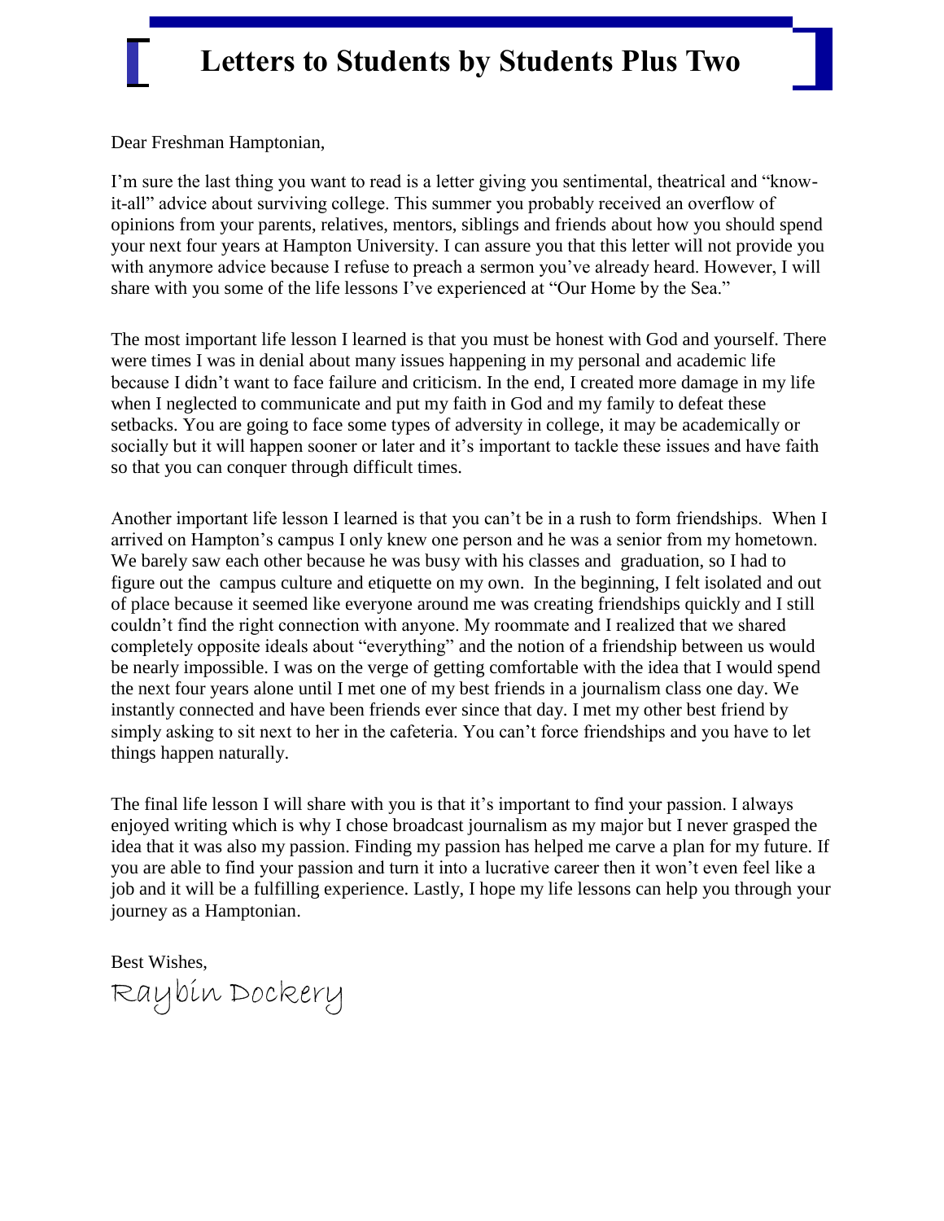# Letters to Students by Students Plus Two

Dear Freshman Hamptonian,

I'm sure the last thing you want to read is a letter giving you sentimental, theatrical and "know-it-all" advice about surviving college. This summer you probably received an overflow of opinions from your parents, relatives, mentors, siblings and friends about how you should spend your next four years at Hampton University. I can assure you that this letter will not provide you with anymore advice because I refuse to preach a sermon you've already heard. However, I will share with you some of the life lessons I've experienced at "Our Home by the Sea."

The most important life lesson I learned is that you must be honest with God and yourself. There were times I was in denial about many issues happening in my personal and academic life because I didn't want to face failure and criticism. In the end, I created more damage in my life when I neglected to communicate and put my faith in God and my family to defeat these setbacks. You are going to face some types of adversity in college, it may be academically or socially but it will happen sooner or later and it's important to tackle these issues and have faith so that you can conquer through difficult times.

Another important life lesson I learned is that you can't be in a rush to form friendships. When I arrived on Hampton's campus I only knew one person and he was a senior from my hometown. We barely saw each other because he was busy with his classes and graduation, so I had to figure out the campus culture and etiquette on my own. In the beginning, I felt isolated and out of place because it seemed like everyone around me was creating friendships quickly and I still couldn't find the right connection with anyone. My roommate and I realized that we shared completely opposite ideals about "everything" and the notion of a friendship between us would be nearly impossible. I was on the verge of getting comfortable with the idea that I would spend the next four years alone until I met one of my best friends in a journalism class one day. We instantly connected and have been friends ever since that day. I met my other best friend by simply asking to sit next to her in the cafeteria. You can't force friendships and you have to let things happen naturally.

The final life lesson I will share with you is that it's important to find your passion. I always enjoyed writing which is why I chose broadcast journalism as my major but I never grasped the idea that it was also my passion. Finding my passion has helped me carve a plan for my future. If you are able to find your passion and turn it into a lucrative career then it won't even feel like a job and it will be a fulfilling experience. Lastly, I hope my life lessons can help you through your journey as a Hamptonian.

Best Wishes,

Raybin Dockery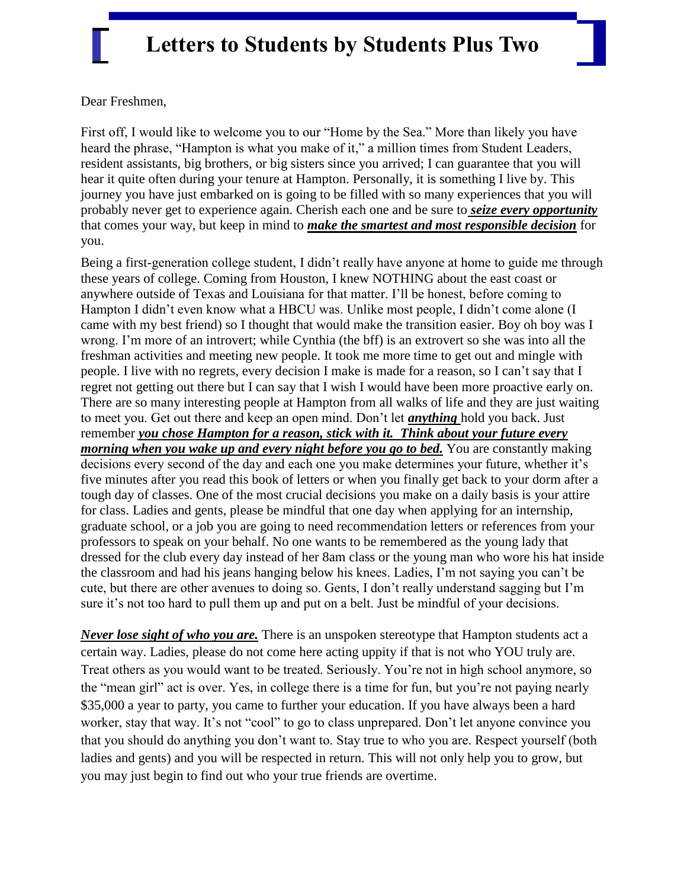# Letters to Students by Students Plus Two

Dear Freshmen,

First off, I would like to welcome you to our "Home by the Sea." More than likely you have heard the phrase, "Hampton is what you make of it," a million times from Student Leaders, resident assistants, big brothers, or big sisters since you arrived; I can guarantee that you will hear it quite often during your tenure at Hampton. Personally, it is something I live by. This journey you have just embarked on is going to be filled with so many experiences that you will probably never get to experience again. Cherish each one and be sure to ***seize every opportunity*** that comes your way, but keep in mind to ***make the smartest and most responsible decision*** for you.

Being a first-generation college student, I didn't really have anyone at home to guide me through these years of college. Coming from Houston, I knew NOTHING about the east coast or anywhere outside of Texas and Louisiana for that matter. I'll be honest, before coming to Hampton I didn't even know what a HBCU was. Unlike most people, I didn't come alone (I came with my best friend) so I thought that would make the transition easier. Boy oh boy was I wrong. I'm more of an introvert; while Cynthia (the bff) is an extrovert so she was into all the freshman activities and meeting new people. It took me more time to get out and mingle with people. I live with no regrets, every decision I make is made for a reason, so I can't say that I regret not getting out there but I can say that I wish I would have been more proactive early on. There are so many interesting people at Hampton from all walks of life and they are just waiting to meet you. Get out there and keep an open mind. Don't let ***anything*** hold you back. Just remember ***you chose Hampton for a reason, stick with it. Think about your future every morning when you wake up and every night before you go to bed.*** You are constantly making decisions every second of the day and each one you make determines your future, whether it's five minutes after you read this book of letters or when you finally get back to your dorm after a tough day of classes. One of the most crucial decisions you make on a daily basis is your attire for class. Ladies and gents, please be mindful that one day when applying for an internship, graduate school, or a job you are going to need recommendation letters or references from your professors to speak on your behalf. No one wants to be remembered as the young lady that dressed for the club every day instead of her 8am class or the young man who wore his hat inside the classroom and had his jeans hanging below his knees. Ladies, I'm not saying you can't be cute, but there are other avenues to doing so. Gents, I don't really understand sagging but I'm sure it's not too hard to pull them up and put on a belt. Just be mindful of your decisions.

***Never lose sight of who you are.*** There is an unspoken stereotype that Hampton students act a certain way. Ladies, please do not come here acting uppity if that is not who YOU truly are. Treat others as you would want to be treated. Seriously. You're not in high school anymore, so the "mean girl" act is over. Yes, in college there is a time for fun, but you're not paying nearly $35,000 a year to party, you came to further your education. If you have always been a hard worker, stay that way. It's not "cool" to go to class unprepared. Don't let anyone convince you that you should do anything you don't want to. Stay true to who you are. Respect yourself (both ladies and gents) and you will be respected in return. This will not only help you to grow, but you may just begin to find out who your true friends are overtime.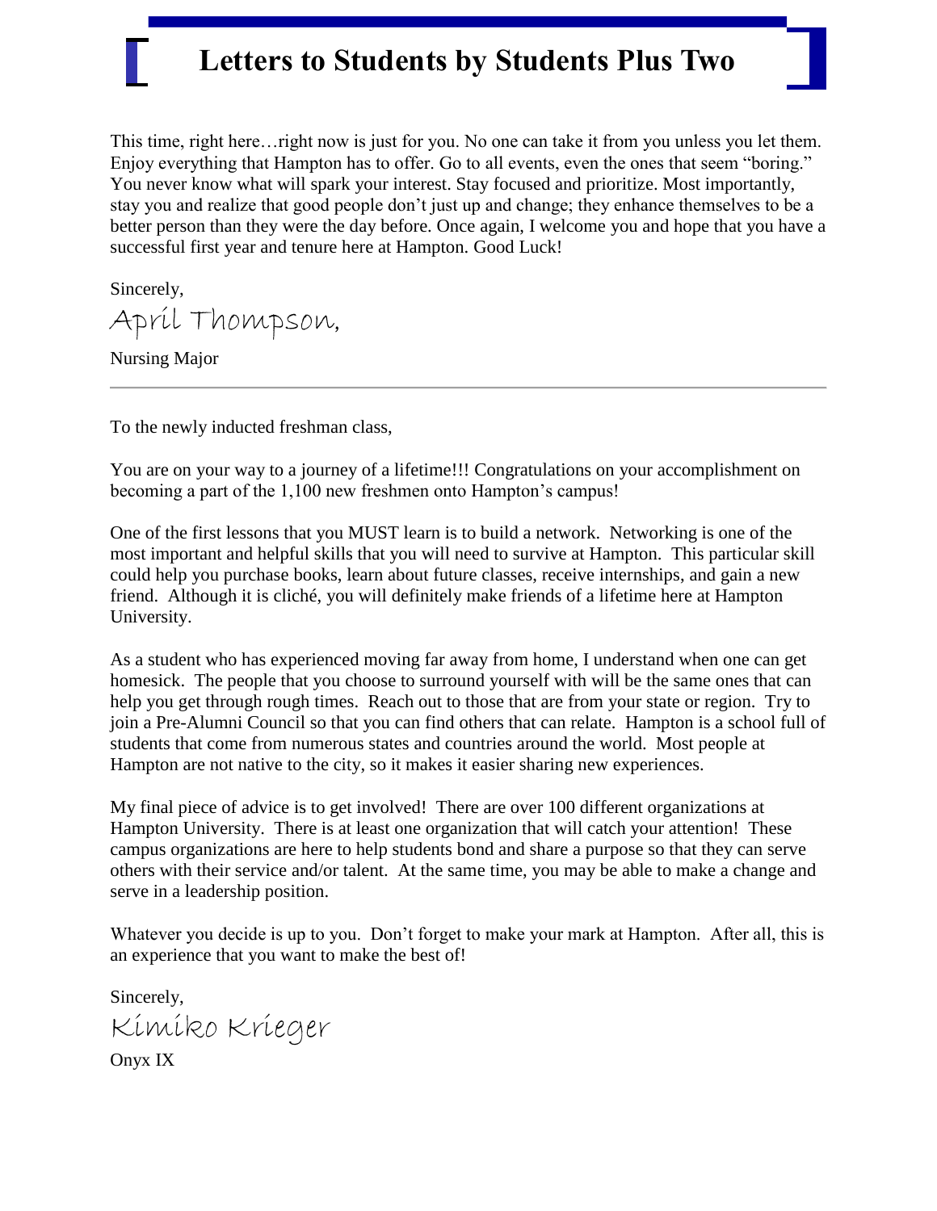# Letters to Students by Students Plus Two

This time, right here…right now is just for you. No one can take it from you unless you let them. Enjoy everything that Hampton has to offer. Go to all events, even the ones that seem "boring." You never know what will spark your interest. Stay focused and prioritize. Most importantly, stay you and realize that good people don't just up and change; they enhance themselves to be a better person than they were the day before. Once again, I welcome you and hope that you have a successful first year and tenure here at Hampton. Good Luck!

Sincerely,

April Thompson,

Nursing Major

---

To the newly inducted freshman class,

You are on your way to a journey of a lifetime!!! Congratulations on your accomplishment on becoming a part of the 1,100 new freshmen onto Hampton's campus!

One of the first lessons that you MUST learn is to build a network. Networking is one of the most important and helpful skills that you will need to survive at Hampton. This particular skill could help you purchase books, learn about future classes, receive internships, and gain a new friend. Although it is cliché, you will definitely make friends of a lifetime here at Hampton University.

As a student who has experienced moving far away from home, I understand when one can get homesick. The people that you choose to surround yourself with will be the same ones that can help you get through rough times. Reach out to those that are from your state or region. Try to join a Pre-Alumni Council so that you can find others that can relate. Hampton is a school full of students that come from numerous states and countries around the world. Most people at Hampton are not native to the city, so it makes it easier sharing new experiences.

My final piece of advice is to get involved! There are over 100 different organizations at Hampton University. There is at least one organization that will catch your attention! These campus organizations are here to help students bond and share a purpose so that they can serve others with their service and/or talent. At the same time, you may be able to make a change and serve in a leadership position.

Whatever you decide is up to you. Don't forget to make your mark at Hampton. After all, this is an experience that you want to make the best of!

Sincerely,

Kimiko Krieger

Onyx IX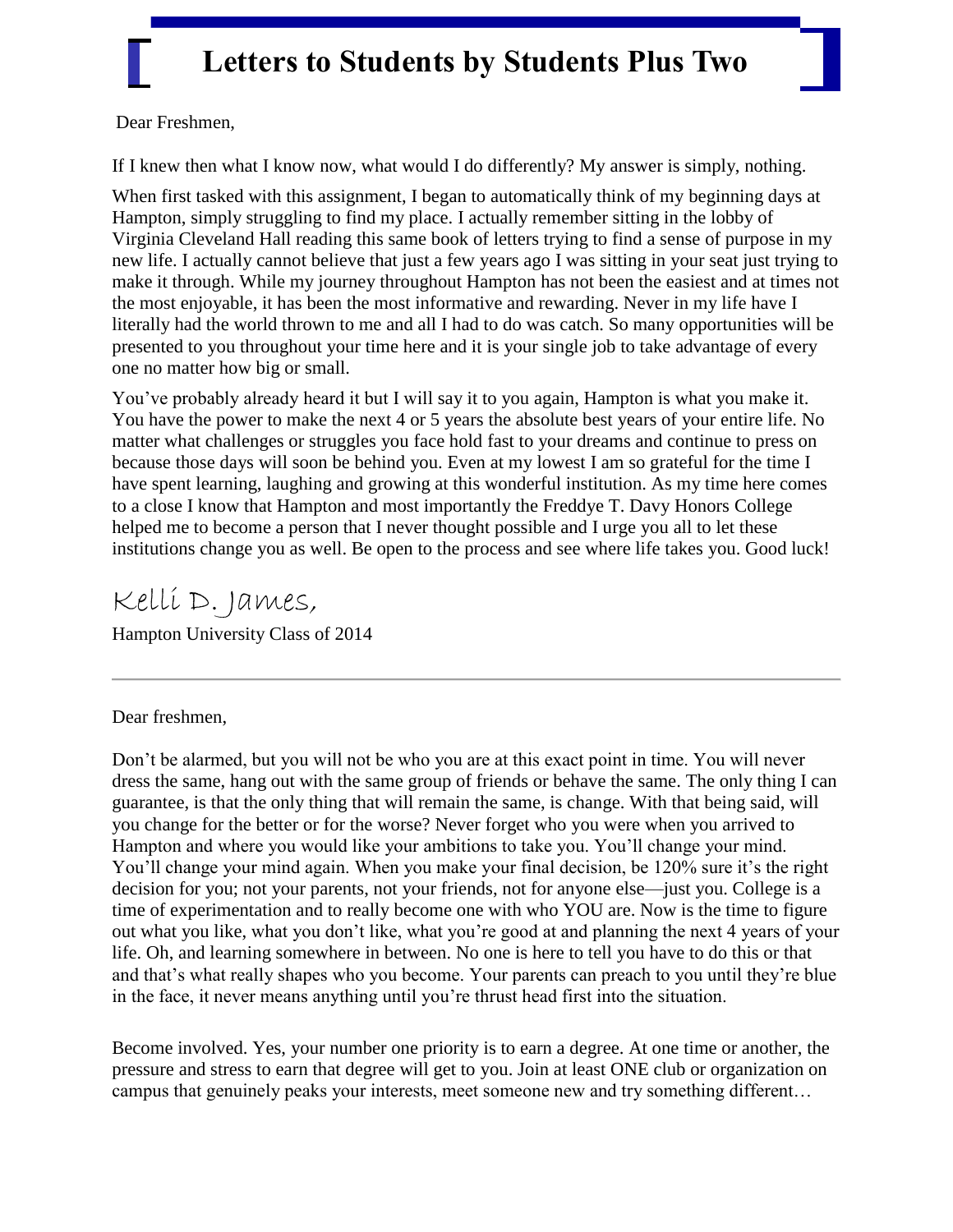# Letters to Students by Students Plus Two

Dear Freshmen,

If I knew then what I know now, what would I do differently? My answer is simply, nothing.

When first tasked with this assignment, I began to automatically think of my beginning days at Hampton, simply struggling to find my place. I actually remember sitting in the lobby of Virginia Cleveland Hall reading this same book of letters trying to find a sense of purpose in my new life. I actually cannot believe that just a few years ago I was sitting in your seat just trying to make it through. While my journey throughout Hampton has not been the easiest and at times not the most enjoyable, it has been the most informative and rewarding. Never in my life have I literally had the world thrown to me and all I had to do was catch. So many opportunities will be presented to you throughout your time here and it is your single job to take advantage of every one no matter how big or small.

You've probably already heard it but I will say it to you again, Hampton is what you make it. You have the power to make the next 4 or 5 years the absolute best years of your entire life. No matter what challenges or struggles you face hold fast to your dreams and continue to press on because those days will soon be behind you. Even at my lowest I am so grateful for the time I have spent learning, laughing and growing at this wonderful institution. As my time here comes to a close I know that Hampton and most importantly the Freddye T. Davy Honors College helped me to become a person that I never thought possible and I urge you all to let these institutions change you as well. Be open to the process and see where life takes you. Good luck!

Kelli D. James,

Hampton University Class of 2014

---

Dear freshmen,

Don't be alarmed, but you will not be who you are at this exact point in time. You will never dress the same, hang out with the same group of friends or behave the same. The only thing I can guarantee, is that the only thing that will remain the same, is change. With that being said, will you change for the better or for the worse? Never forget who you were when you arrived to Hampton and where you would like your ambitions to take you. You'll change your mind. You'll change your mind again. When you make your final decision, be 120% sure it's the right decision for you; not your parents, not your friends, not for anyone else—just you. College is a time of experimentation and to really become one with who YOU are. Now is the time to figure out what you like, what you don't like, what you're good at and planning the next 4 years of your life. Oh, and learning somewhere in between. No one is here to tell you have to do this or that and that's what really shapes who you become. Your parents can preach to you until they're blue in the face, it never means anything until you're thrust head first into the situation.

Become involved. Yes, your number one priority is to earn a degree. At one time or another, the pressure and stress to earn that degree will get to you. Join at least ONE club or organization on campus that genuinely peaks your interests, meet someone new and try something different…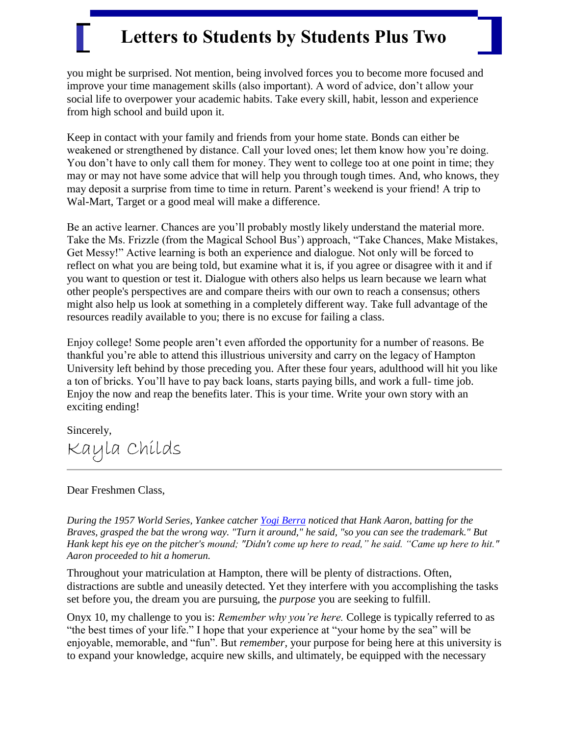you might be surprised. Not mention, being involved forces you to become more focused and improve your time management skills (also important). A word of advice, don't allow your social life to overpower your academic habits. Take every skill, habit, lesson and experience from high school and build upon it.

Keep in contact with your family and friends from your home state. Bonds can either be weakened or strengthened by distance. Call your loved ones; let them know how you're doing. You don't have to only call them for money. They went to college too at one point in time; they may or may not have some advice that will help you through tough times. And, who knows, they may deposit a surprise from time to time in return. Parent's weekend is your friend! A trip to Wal-Mart, Target or a good meal will make a difference.

Be an active learner. Chances are you'll probably mostly likely understand the material more. Take the Ms. Frizzle (from the Magical School Bus') approach, "Take Chances, Make Mistakes, Get Messy!" Active learning is both an experience and dialogue. Not only will be forced to reflect on what you are being told, but examine what it is, if you agree or disagree with it and if you want to question or test it. Dialogue with others also helps us learn because we learn what other people's perspectives are and compare theirs with our own to reach a consensus; others might also help us look at something in a completely different way. Take full advantage of the resources readily available to you; there is no excuse for failing a class.

Enjoy college! Some people aren't even afforded the opportunity for a number of reasons. Be thankful you're able to attend this illustrious university and carry on the legacy of Hampton University left behind by those preceding you. After these four years, adulthood will hit you like a ton of bricks. You'll have to pay back loans, starts paying bills, and work a full- time job. Enjoy the now and reap the benefits later. This is your time. Write your own story with an exciting ending!

Sincerely,

Kayla Childs

---

Dear Freshmen Class,

*During the 1957 World Series, Yankee catcher Yogi Berra noticed that Hank Aaron, batting for the Braves, grasped the bat the wrong way. "Turn it around," he said, "so you can see the trademark." But Hank kept his eye on the pitcher's mound; "Didn't come up here to read," he said. "Came up here to hit." Aaron proceeded to hit a homerun.*

Throughout your matriculation at Hampton, there will be plenty of distractions. Often, distractions are subtle and uneasily detected. Yet they interfere with you accomplishing the tasks set before you, the dream you are pursuing, the *purpose* you are seeking to fulfill.

Onyx 10, my challenge to you is: *Remember why you're here.* College is typically referred to as "the best times of your life." I hope that your experience at "your home by the sea" will be enjoyable, memorable, and "fun". But *remember*, your purpose for being here at this university is to expand your knowledge, acquire new skills, and ultimately, be equipped with the necessary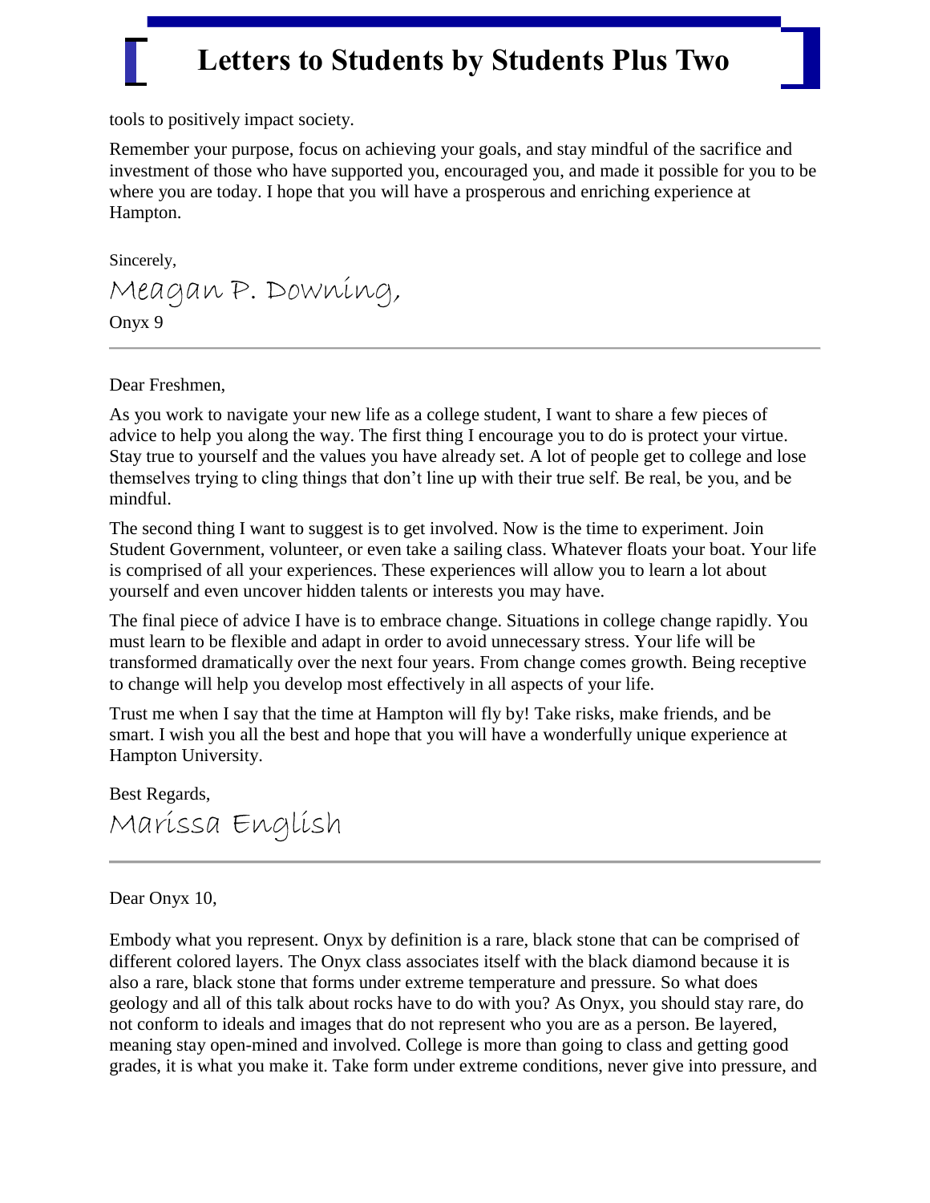tools to positively impact society.

Remember your purpose, focus on achieving your goals, and stay mindful of the sacrifice and investment of those who have supported you, encouraged you, and made it possible for you to be where you are today. I hope that you will have a prosperous and enriching experience at Hampton.

Sincerely,

Meagan P. Downing,

Onyx 9

---

Dear Freshmen,

As you work to navigate your new life as a college student, I want to share a few pieces of advice to help you along the way. The first thing I encourage you to do is protect your virtue. Stay true to yourself and the values you have already set. A lot of people get to college and lose themselves trying to cling things that don't line up with their true self. Be real, be you, and be mindful.

The second thing I want to suggest is to get involved. Now is the time to experiment. Join Student Government, volunteer, or even take a sailing class. Whatever floats your boat. Your life is comprised of all your experiences. These experiences will allow you to learn a lot about yourself and even uncover hidden talents or interests you may have.

The final piece of advice I have is to embrace change. Situations in college change rapidly. You must learn to be flexible and adapt in order to avoid unnecessary stress. Your life will be transformed dramatically over the next four years. From change comes growth. Being receptive to change will help you develop most effectively in all aspects of your life.

Trust me when I say that the time at Hampton will fly by! Take risks, make friends, and be smart. I wish you all the best and hope that you will have a wonderfully unique experience at Hampton University.

Best Regards,

Marissa English

---

Dear Onyx 10,

Embody what you represent. Onyx by definition is a rare, black stone that can be comprised of different colored layers. The Onyx class associates itself with the black diamond because it is also a rare, black stone that forms under extreme temperature and pressure. So what does geology and all of this talk about rocks have to do with you? As Onyx, you should stay rare, do not conform to ideals and images that do not represent who you are as a person. Be layered, meaning stay open-mined and involved. College is more than going to class and getting good grades, it is what you make it. Take form under extreme conditions, never give into pressure, and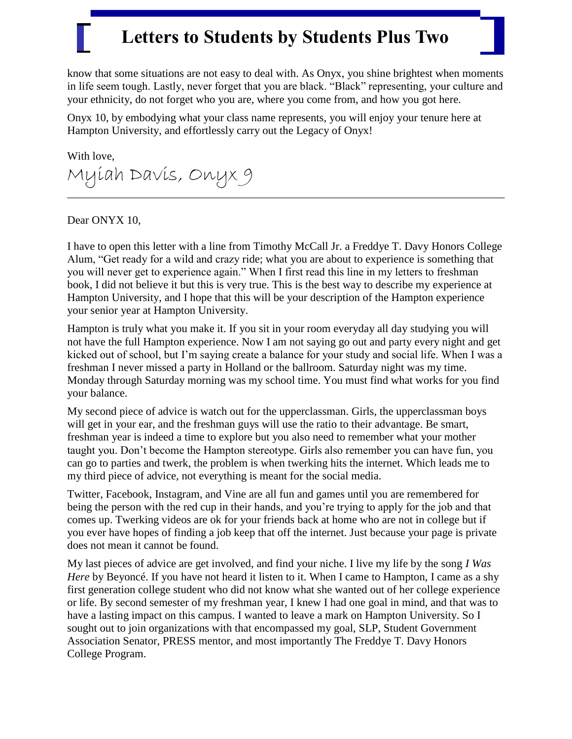know that some situations are not easy to deal with. As Onyx, you shine brightest when moments in life seem tough. Lastly, never forget that you are black. "Black" representing, your culture and your ethnicity, do not forget who you are, where you come from, and how you got here.

Onyx 10, by embodying what your class name represents, you will enjoy your tenure here at Hampton University, and effortlessly carry out the Legacy of Onyx!

With love,

Myiah Davis, Onyx 9

---

Dear ONYX 10,

I have to open this letter with a line from Timothy McCall Jr. a Freddye T. Davy Honors College Alum, "Get ready for a wild and crazy ride; what you are about to experience is something that you will never get to experience again." When I first read this line in my letters to freshman book, I did not believe it but this is very true. This is the best way to describe my experience at Hampton University, and I hope that this will be your description of the Hampton experience your senior year at Hampton University.

Hampton is truly what you make it. If you sit in your room everyday all day studying you will not have the full Hampton experience. Now I am not saying go out and party every night and get kicked out of school, but I'm saying create a balance for your study and social life. When I was a freshman I never missed a party in Holland or the ballroom. Saturday night was my time. Monday through Saturday morning was my school time. You must find what works for you find your balance.

My second piece of advice is watch out for the upperclassman. Girls, the upperclassman boys will get in your ear, and the freshman guys will use the ratio to their advantage. Be smart, freshman year is indeed a time to explore but you also need to remember what your mother taught you. Don't become the Hampton stereotype. Girls also remember you can have fun, you can go to parties and twerk, the problem is when twerking hits the internet. Which leads me to my third piece of advice, not everything is meant for the social media.

Twitter, Facebook, Instagram, and Vine are all fun and games until you are remembered for being the person with the red cup in their hands, and you're trying to apply for the job and that comes up. Twerking videos are ok for your friends back at home who are not in college but if you ever have hopes of finding a job keep that off the internet. Just because your page is private does not mean it cannot be found.

My last pieces of advice are get involved, and find your niche. I live my life by the song *I Was Here* by Beyoncé. If you have not heard it listen to it. When I came to Hampton, I came as a shy first generation college student who did not know what she wanted out of her college experience or life. By second semester of my freshman year, I knew I had one goal in mind, and that was to have a lasting impact on this campus. I wanted to leave a mark on Hampton University. So I sought out to join organizations with that encompassed my goal, SLP, Student Government Association Senator, PRESS mentor, and most importantly The Freddye T. Davy Honors College Program.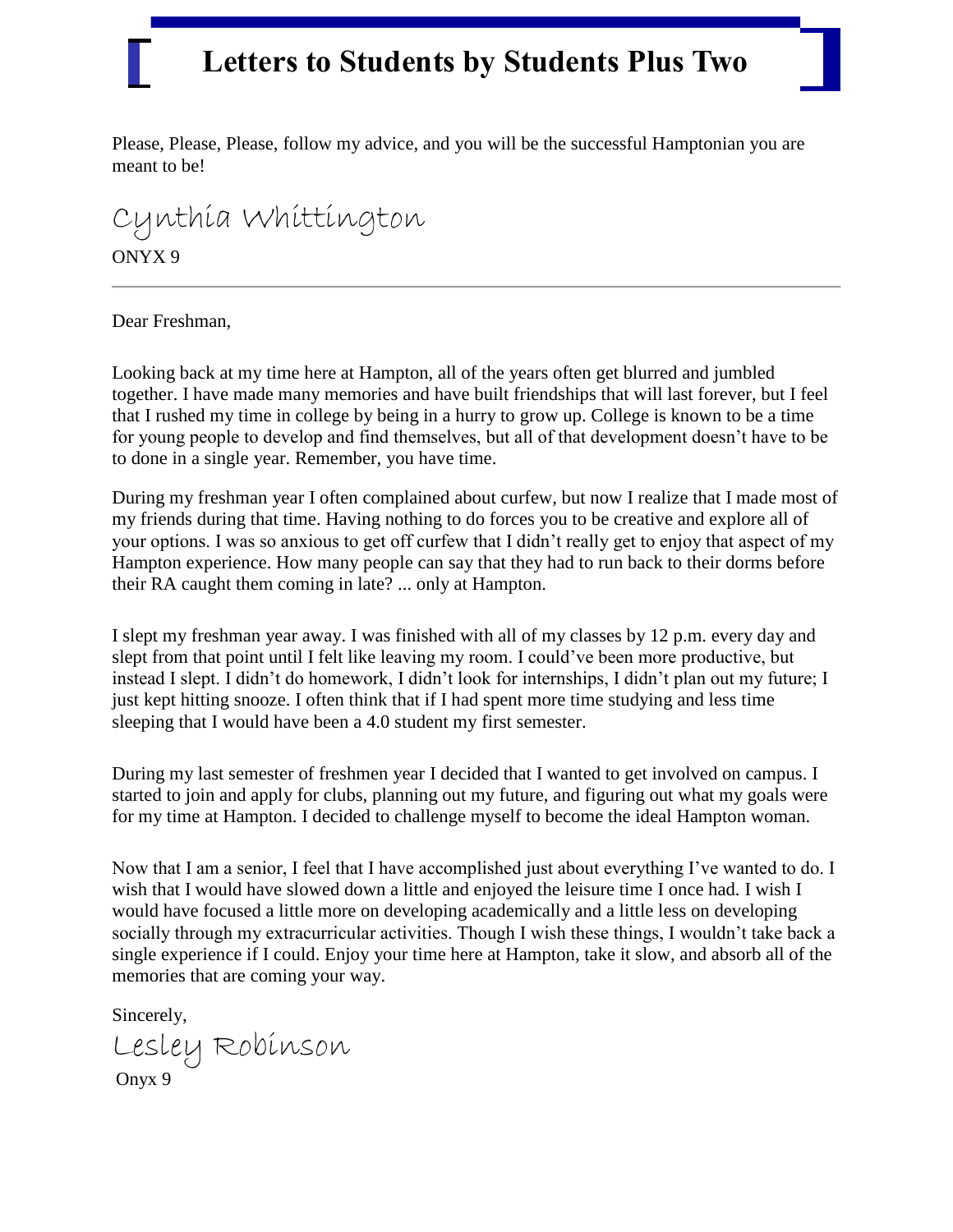# Letters to Students by Students Plus Two

Please, Please, Please, follow my advice, and you will be the successful Hamptonian you are meant to be!

Cynthia Whittington

ONYX 9

---

Dear Freshman,

Looking back at my time here at Hampton, all of the years often get blurred and jumbled together. I have made many memories and have built friendships that will last forever, but I feel that I rushed my time in college by being in a hurry to grow up. College is known to be a time for young people to develop and find themselves, but all of that development doesn't have to be to done in a single year. Remember, you have time.

During my freshman year I often complained about curfew, but now I realize that I made most of my friends during that time. Having nothing to do forces you to be creative and explore all of your options. I was so anxious to get off curfew that I didn't really get to enjoy that aspect of my Hampton experience. How many people can say that they had to run back to their dorms before their RA caught them coming in late? ... only at Hampton.

I slept my freshman year away. I was finished with all of my classes by 12 p.m. every day and slept from that point until I felt like leaving my room. I could've been more productive, but instead I slept. I didn't do homework, I didn't look for internships, I didn't plan out my future; I just kept hitting snooze. I often think that if I had spent more time studying and less time sleeping that I would have been a 4.0 student my first semester.

During my last semester of freshmen year I decided that I wanted to get involved on campus. I started to join and apply for clubs, planning out my future, and figuring out what my goals were for my time at Hampton. I decided to challenge myself to become the ideal Hampton woman.

Now that I am a senior, I feel that I have accomplished just about everything I've wanted to do. I wish that I would have slowed down a little and enjoyed the leisure time I once had. I wish I would have focused a little more on developing academically and a little less on developing socially through my extracurricular activities. Though I wish these things, I wouldn't take back a single experience if I could. Enjoy your time here at Hampton, take it slow, and absorb all of the memories that are coming your way.

Sincerely,

Lesley Robinson

Onyx 9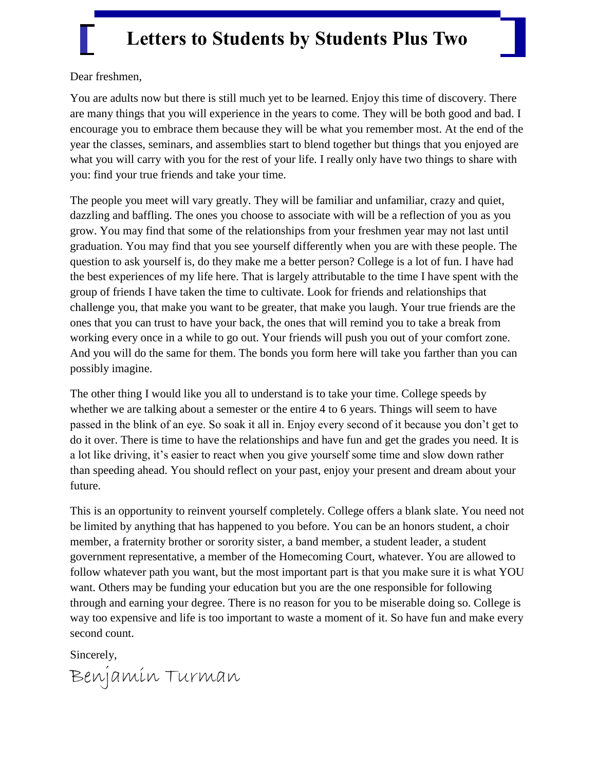# Letters to Students by Students Plus Two

Dear freshmen,

You are adults now but there is still much yet to be learned. Enjoy this time of discovery. There are many things that you will experience in the years to come. They will be both good and bad. I encourage you to embrace them because they will be what you remember most. At the end of the year the classes, seminars, and assemblies start to blend together but things that you enjoyed are what you will carry with you for the rest of your life. I really only have two things to share with you: find your true friends and take your time.

The people you meet will vary greatly. They will be familiar and unfamiliar, crazy and quiet, dazzling and baffling. The ones you choose to associate with will be a reflection of you as you grow. You may find that some of the relationships from your freshmen year may not last until graduation. You may find that you see yourself differently when you are with these people. The question to ask yourself is, do they make me a better person? College is a lot of fun. I have had the best experiences of my life here. That is largely attributable to the time I have spent with the group of friends I have taken the time to cultivate. Look for friends and relationships that challenge you, that make you want to be greater, that make you laugh. Your true friends are the ones that you can trust to have your back, the ones that will remind you to take a break from working every once in a while to go out. Your friends will push you out of your comfort zone. And you will do the same for them. The bonds you form here will take you farther than you can possibly imagine.

The other thing I would like you all to understand is to take your time. College speeds by whether we are talking about a semester or the entire 4 to 6 years. Things will seem to have passed in the blink of an eye. So soak it all in. Enjoy every second of it because you don't get to do it over. There is time to have the relationships and have fun and get the grades you need. It is a lot like driving, it's easier to react when you give yourself some time and slow down rather than speeding ahead. You should reflect on your past, enjoy your present and dream about your future.

This is an opportunity to reinvent yourself completely. College offers a blank slate. You need not be limited by anything that has happened to you before. You can be an honors student, a choir member, a fraternity brother or sorority sister, a band member, a student leader, a student government representative, a member of the Homecoming Court, whatever. You are allowed to follow whatever path you want, but the most important part is that you make sure it is what YOU want. Others may be funding your education but you are the one responsible for following through and earning your degree. There is no reason for you to be miserable doing so. College is way too expensive and life is too important to waste a moment of it. So have fun and make every second count.

Sincerely,

Benjamin Turman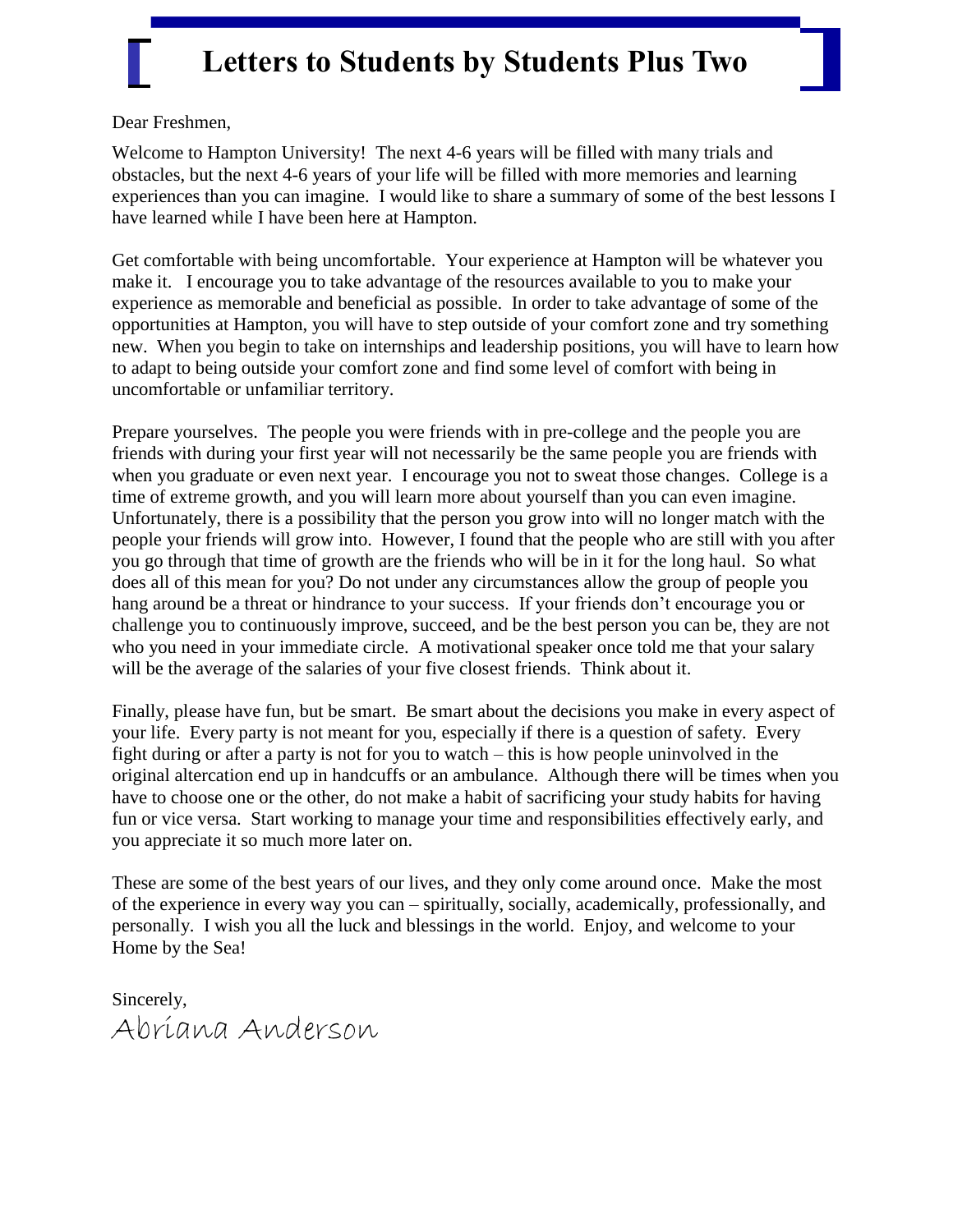# Letters to Students by Students Plus Two

Dear Freshmen,

Welcome to Hampton University! The next 4-6 years will be filled with many trials and obstacles, but the next 4-6 years of your life will be filled with more memories and learning experiences than you can imagine. I would like to share a summary of some of the best lessons I have learned while I have been here at Hampton.

Get comfortable with being uncomfortable. Your experience at Hampton will be whatever you make it. I encourage you to take advantage of the resources available to you to make your experience as memorable and beneficial as possible. In order to take advantage of some of the opportunities at Hampton, you will have to step outside of your comfort zone and try something new. When you begin to take on internships and leadership positions, you will have to learn how to adapt to being outside your comfort zone and find some level of comfort with being in uncomfortable or unfamiliar territory.

Prepare yourselves. The people you were friends with in pre-college and the people you are friends with during your first year will not necessarily be the same people you are friends with when you graduate or even next year. I encourage you not to sweat those changes. College is a time of extreme growth, and you will learn more about yourself than you can even imagine. Unfortunately, there is a possibility that the person you grow into will no longer match with the people your friends will grow into. However, I found that the people who are still with you after you go through that time of growth are the friends who will be in it for the long haul. So what does all of this mean for you? Do not under any circumstances allow the group of people you hang around be a threat or hindrance to your success. If your friends don't encourage you or challenge you to continuously improve, succeed, and be the best person you can be, they are not who you need in your immediate circle. A motivational speaker once told me that your salary will be the average of the salaries of your five closest friends. Think about it.

Finally, please have fun, but be smart. Be smart about the decisions you make in every aspect of your life. Every party is not meant for you, especially if there is a question of safety. Every fight during or after a party is not for you to watch – this is how people uninvolved in the original altercation end up in handcuffs or an ambulance. Although there will be times when you have to choose one or the other, do not make a habit of sacrificing your study habits for having fun or vice versa. Start working to manage your time and responsibilities effectively early, and you appreciate it so much more later on.

These are some of the best years of our lives, and they only come around once. Make the most of the experience in every way you can – spiritually, socially, academically, professionally, and personally. I wish you all the luck and blessings in the world. Enjoy, and welcome to your Home by the Sea!

Sincerely,

Abriana Anderson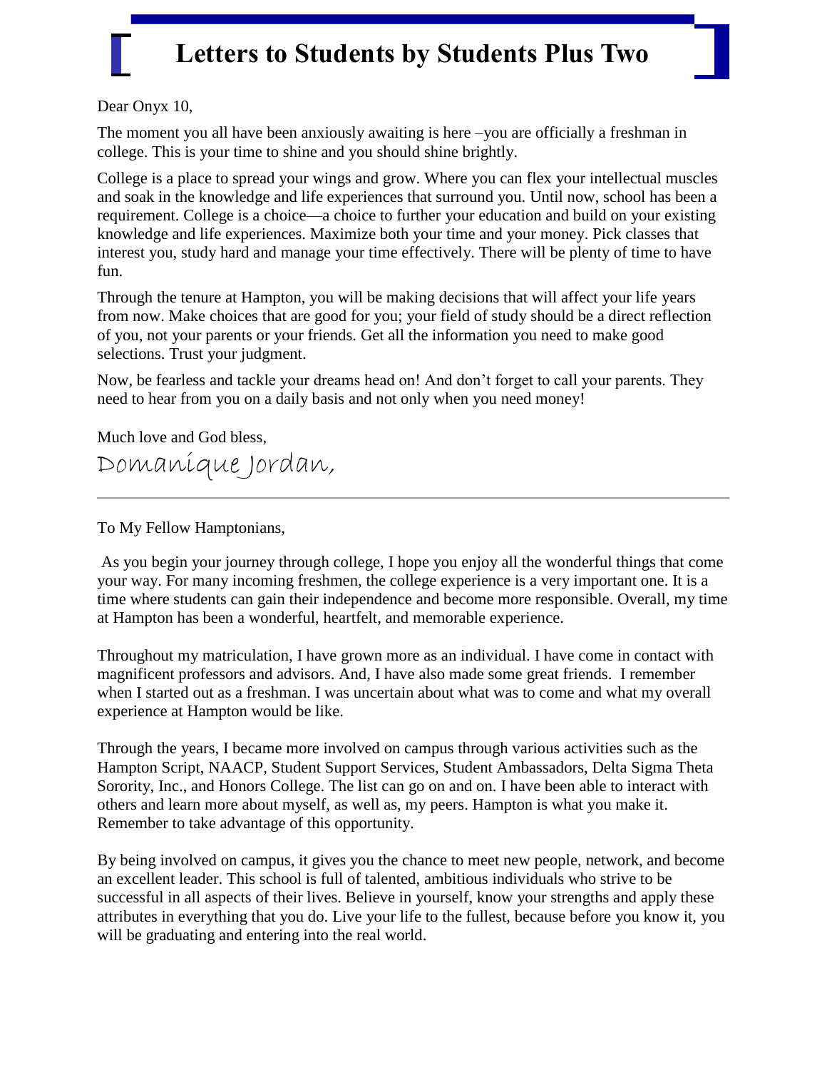# Letters to Students by Students Plus Two

Dear Onyx 10,

The moment you all have been anxiously awaiting is here –you are officially a freshman in college. This is your time to shine and you should shine brightly.

College is a place to spread your wings and grow. Where you can flex your intellectual muscles and soak in the knowledge and life experiences that surround you. Until now, school has been a requirement. College is a choice—a choice to further your education and build on your existing knowledge and life experiences. Maximize both your time and your money. Pick classes that interest you, study hard and manage your time effectively. There will be plenty of time to have fun.

Through the tenure at Hampton, you will be making decisions that will affect your life years from now. Make choices that are good for you; your field of study should be a direct reflection of you, not your parents or your friends. Get all the information you need to make good selections. Trust your judgment.

Now, be fearless and tackle your dreams head on! And don't forget to call your parents. They need to hear from you on a daily basis and not only when you need money!

Much love and God bless,

Domanique Jordan,

---

To My Fellow Hamptonians,

As you begin your journey through college, I hope you enjoy all the wonderful things that come your way. For many incoming freshmen, the college experience is a very important one. It is a time where students can gain their independence and become more responsible. Overall, my time at Hampton has been a wonderful, heartfelt, and memorable experience.

Throughout my matriculation, I have grown more as an individual. I have come in contact with magnificent professors and advisors. And, I have also made some great friends. I remember when I started out as a freshman. I was uncertain about what was to come and what my overall experience at Hampton would be like.

Through the years, I became more involved on campus through various activities such as the Hampton Script, NAACP, Student Support Services, Student Ambassadors, Delta Sigma Theta Sorority, Inc., and Honors College. The list can go on and on. I have been able to interact with others and learn more about myself, as well as, my peers. Hampton is what you make it. Remember to take advantage of this opportunity.

By being involved on campus, it gives you the chance to meet new people, network, and become an excellent leader. This school is full of talented, ambitious individuals who strive to be successful in all aspects of their lives. Believe in yourself, know your strengths and apply these attributes in everything that you do. Live your life to the fullest, because before you know it, you will be graduating and entering into the real world.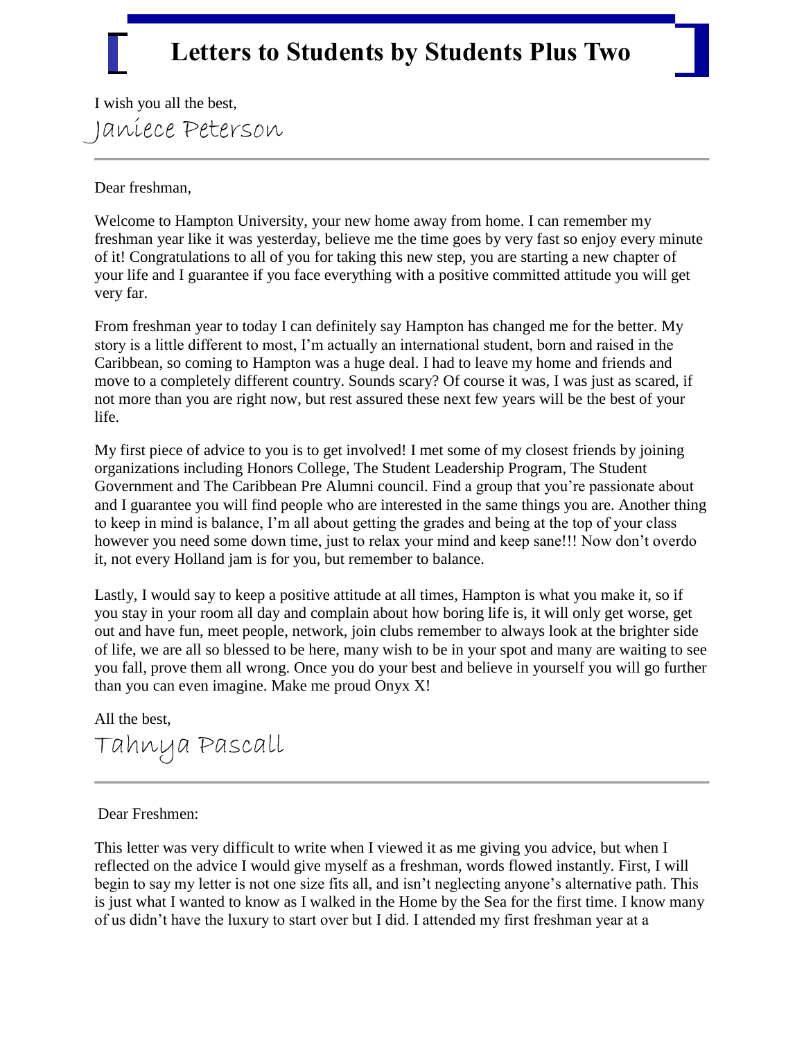I wish you all the best,

Janiece Peterson

---

Dear freshman,

Welcome to Hampton University, your new home away from home. I can remember my freshman year like it was yesterday, believe me the time goes by very fast so enjoy every minute of it! Congratulations to all of you for taking this new step, you are starting a new chapter of your life and I guarantee if you face everything with a positive committed attitude you will get very far.

From freshman year to today I can definitely say Hampton has changed me for the better. My story is a little different to most, I'm actually an international student, born and raised in the Caribbean, so coming to Hampton was a huge deal. I had to leave my home and friends and move to a completely different country. Sounds scary? Of course it was, I was just as scared, if not more than you are right now, but rest assured these next few years will be the best of your life.

My first piece of advice to you is to get involved! I met some of my closest friends by joining organizations including Honors College, The Student Leadership Program, The Student Government and The Caribbean Pre Alumni council. Find a group that you're passionate about and I guarantee you will find people who are interested in the same things you are. Another thing to keep in mind is balance, I'm all about getting the grades and being at the top of your class however you need some down time, just to relax your mind and keep sane!!! Now don't overdo it, not every Holland jam is for you, but remember to balance.

Lastly, I would say to keep a positive attitude at all times, Hampton is what you make it, so if you stay in your room all day and complain about how boring life is, it will only get worse, get out and have fun, meet people, network, join clubs remember to always look at the brighter side of life, we are all so blessed to be here, many wish to be in your spot and many are waiting to see you fall, prove them all wrong. Once you do your best and believe in yourself you will go further than you can even imagine. Make me proud Onyx X!

All the best,

Tahnya Pascall

---

Dear Freshmen:

This letter was very difficult to write when I viewed it as me giving you advice, but when I reflected on the advice I would give myself as a freshman, words flowed instantly. First, I will begin to say my letter is not one size fits all, and isn't neglecting anyone's alternative path. This is just what I wanted to know as I walked in the Home by the Sea for the first time. I know many of us didn't have the luxury to start over but I did. I attended my first freshman year at a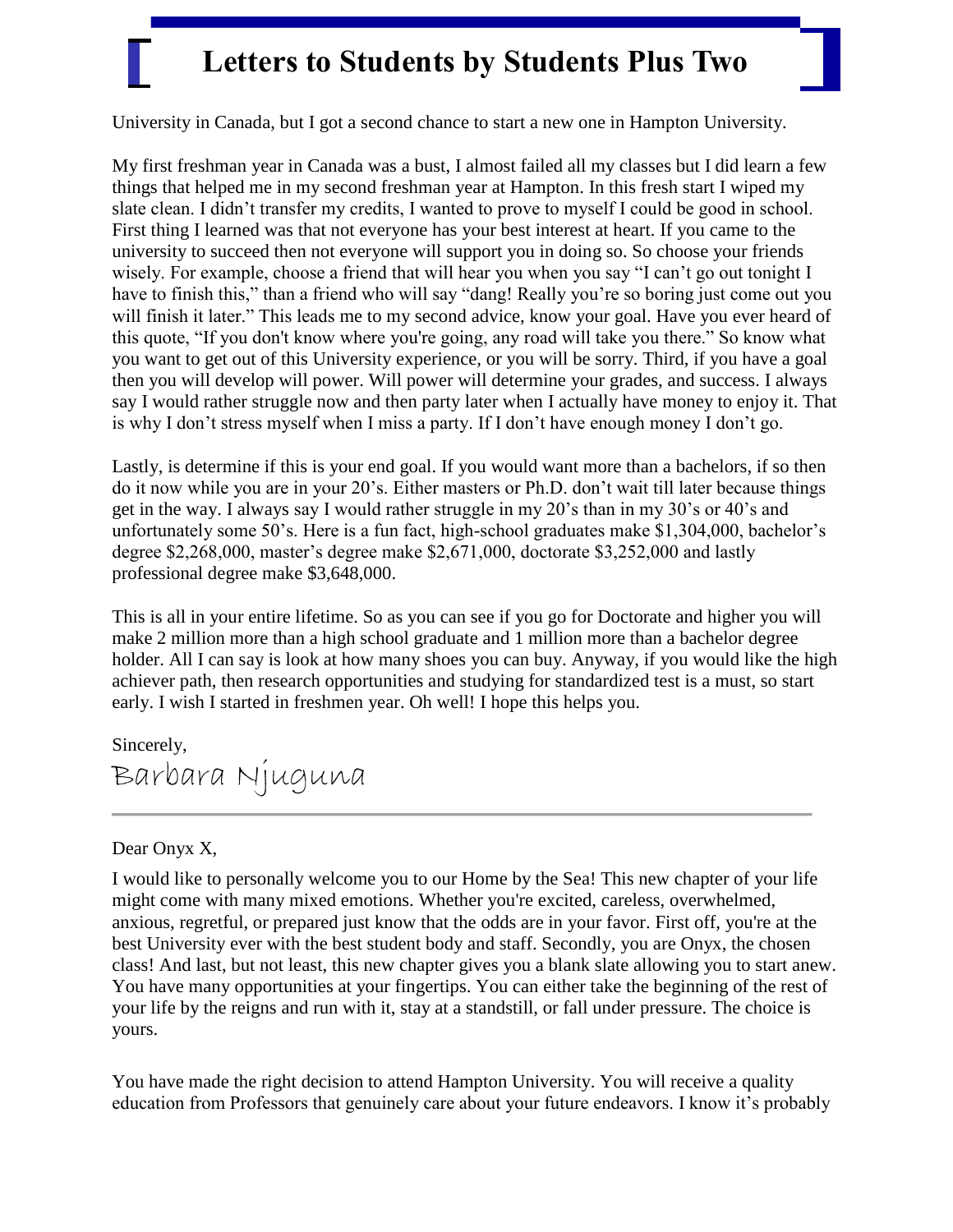University in Canada, but I got a second chance to start a new one in Hampton University.

My first freshman year in Canada was a bust, I almost failed all my classes but I did learn a few things that helped me in my second freshman year at Hampton. In this fresh start I wiped my slate clean. I didn't transfer my credits, I wanted to prove to myself I could be good in school. First thing I learned was that not everyone has your best interest at heart. If you came to the university to succeed then not everyone will support you in doing so. So choose your friends wisely. For example, choose a friend that will hear you when you say "I can't go out tonight I have to finish this," than a friend who will say "dang! Really you're so boring just come out you will finish it later." This leads me to my second advice, know your goal. Have you ever heard of this quote, "If you don't know where you're going, any road will take you there." So know what you want to get out of this University experience, or you will be sorry. Third, if you have a goal then you will develop will power. Will power will determine your grades, and success. I always say I would rather struggle now and then party later when I actually have money to enjoy it. That is why I don't stress myself when I miss a party. If I don't have enough money I don't go.

Lastly, is determine if this is your end goal. If you would want more than a bachelors, if so then do it now while you are in your 20's. Either masters or Ph.D. don't wait till later because things get in the way. I always say I would rather struggle in my 20's than in my 30's or 40's and unfortunately some 50's. Here is a fun fact, high-school graduates make $1,304,000, bachelor's degree $2,268,000, master's degree make $2,671,000, doctorate $3,252,000 and lastly professional degree make $3,648,000.

This is all in your entire lifetime. So as you can see if you go for Doctorate and higher you will make 2 million more than a high school graduate and 1 million more than a bachelor degree holder. All I can say is look at how many shoes you can buy. Anyway, if you would like the high achiever path, then research opportunities and studying for standardized test is a must, so start early. I wish I started in freshmen year. Oh well! I hope this helps you.

Sincerely,

Barbara Njuguna

---

Dear Onyx X,

I would like to personally welcome you to our Home by the Sea! This new chapter of your life might come with many mixed emotions. Whether you're excited, careless, overwhelmed, anxious, regretful, or prepared just know that the odds are in your favor. First off, you're at the best University ever with the best student body and staff. Secondly, you are Onyx, the chosen class! And last, but not least, this new chapter gives you a blank slate allowing you to start anew. You have many opportunities at your fingertips. You can either take the beginning of the rest of your life by the reigns and run with it, stay at a standstill, or fall under pressure. The choice is yours.

You have made the right decision to attend Hampton University. You will receive a quality education from Professors that genuinely care about your future endeavors. I know it's probably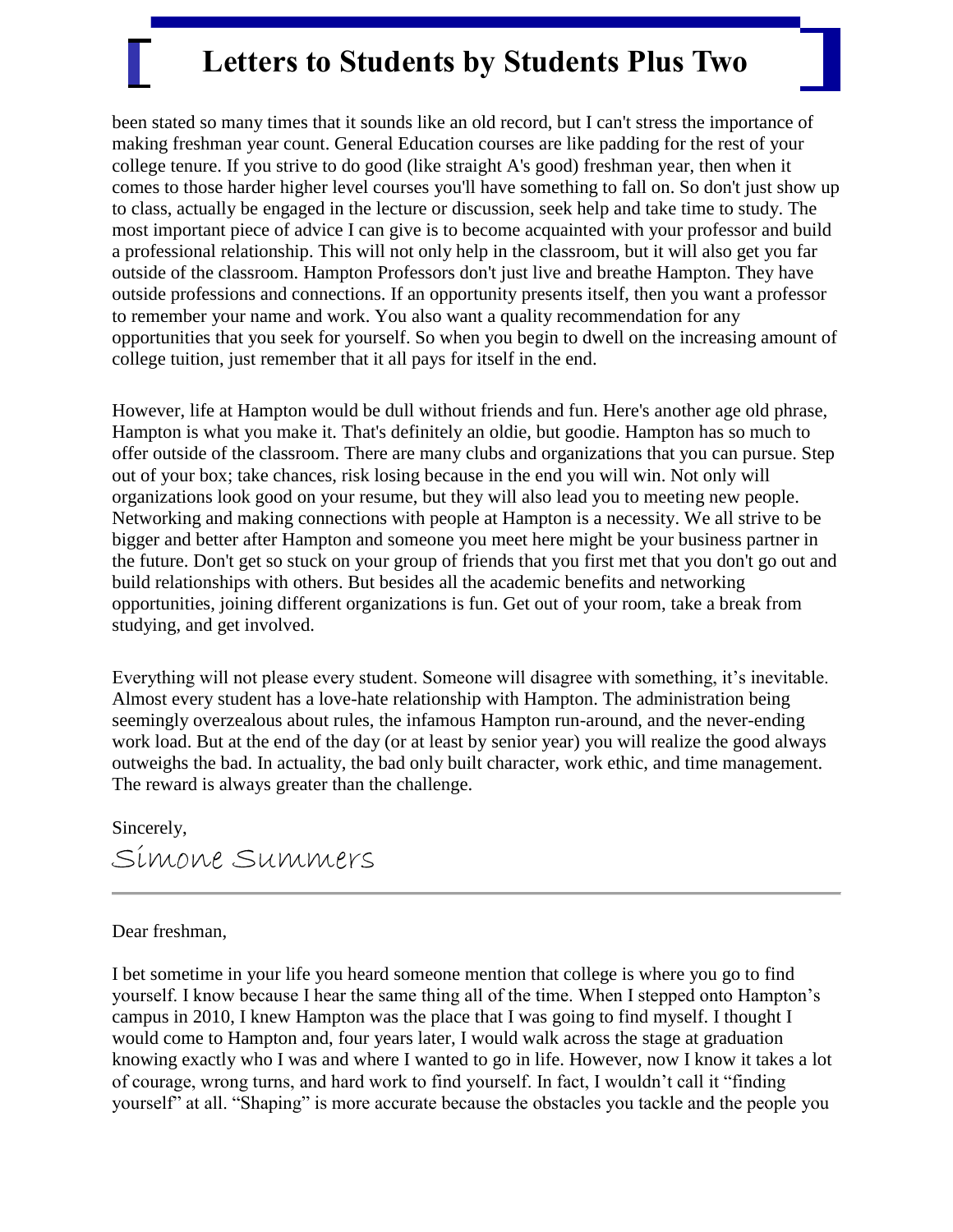been stated so many times that it sounds like an old record, but I can't stress the importance of making freshman year count. General Education courses are like padding for the rest of your college tenure. If you strive to do good (like straight A's good) freshman year, then when it comes to those harder higher level courses you'll have something to fall on. So don't just show up to class, actually be engaged in the lecture or discussion, seek help and take time to study. The most important piece of advice I can give is to become acquainted with your professor and build a professional relationship. This will not only help in the classroom, but it will also get you far outside of the classroom. Hampton Professors don't just live and breathe Hampton. They have outside professions and connections. If an opportunity presents itself, then you want a professor to remember your name and work. You also want a quality recommendation for any opportunities that you seek for yourself. So when you begin to dwell on the increasing amount of college tuition, just remember that it all pays for itself in the end.

However, life at Hampton would be dull without friends and fun. Here's another age old phrase, Hampton is what you make it. That's definitely an oldie, but goodie. Hampton has so much to offer outside of the classroom. There are many clubs and organizations that you can pursue. Step out of your box; take chances, risk losing because in the end you will win. Not only will organizations look good on your resume, but they will also lead you to meeting new people. Networking and making connections with people at Hampton is a necessity. We all strive to be bigger and better after Hampton and someone you meet here might be your business partner in the future. Don't get so stuck on your group of friends that you first met that you don't go out and build relationships with others. But besides all the academic benefits and networking opportunities, joining different organizations is fun. Get out of your room, take a break from studying, and get involved.

Everything will not please every student. Someone will disagree with something, it's inevitable. Almost every student has a love-hate relationship with Hampton. The administration being seemingly overzealous about rules, the infamous Hampton run-around, and the never-ending work load. But at the end of the day (or at least by senior year) you will realize the good always outweighs the bad. In actuality, the bad only built character, work ethic, and time management. The reward is always greater than the challenge.

Sincerely,

Simone Summers

---

Dear freshman,

I bet sometime in your life you heard someone mention that college is where you go to find yourself. I know because I hear the same thing all of the time. When I stepped onto Hampton's campus in 2010, I knew Hampton was the place that I was going to find myself. I thought I would come to Hampton and, four years later, I would walk across the stage at graduation knowing exactly who I was and where I wanted to go in life. However, now I know it takes a lot of courage, wrong turns, and hard work to find yourself. In fact, I wouldn't call it "finding yourself" at all. "Shaping" is more accurate because the obstacles you tackle and the people you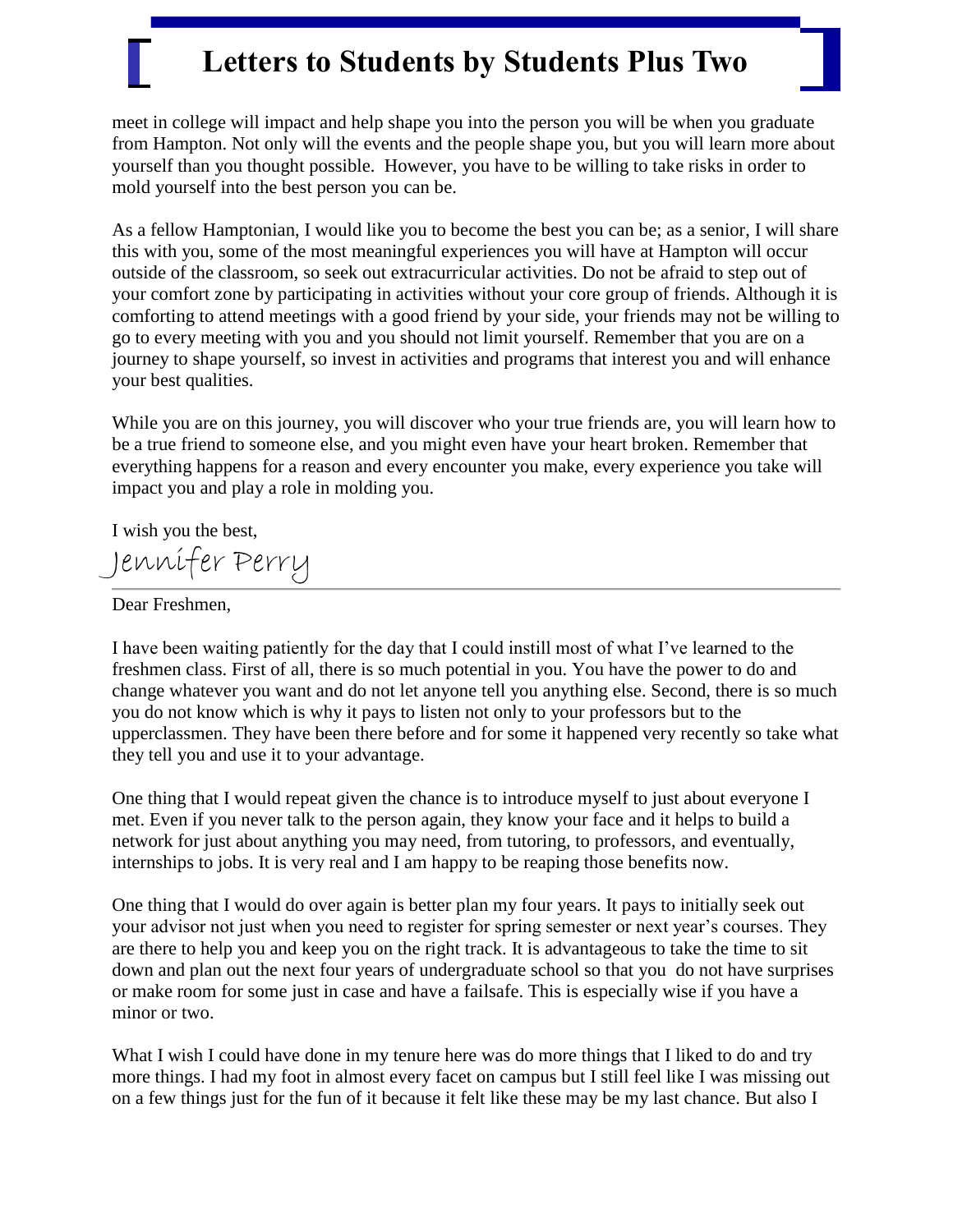meet in college will impact and help shape you into the person you will be when you graduate from Hampton. Not only will the events and the people shape you, but you will learn more about yourself than you thought possible. However, you have to be willing to take risks in order to mold yourself into the best person you can be.

As a fellow Hamptonian, I would like you to become the best you can be; as a senior, I will share this with you, some of the most meaningful experiences you will have at Hampton will occur outside of the classroom, so seek out extracurricular activities. Do not be afraid to step out of your comfort zone by participating in activities without your core group of friends. Although it is comforting to attend meetings with a good friend by your side, your friends may not be willing to go to every meeting with you and you should not limit yourself. Remember that you are on a journey to shape yourself, so invest in activities and programs that interest you and will enhance your best qualities.

While you are on this journey, you will discover who your true friends are, you will learn how to be a true friend to someone else, and you might even have your heart broken. Remember that everything happens for a reason and every encounter you make, every experience you take will impact you and play a role in molding you.

I wish you the best,

Jennifer Perry

---

Dear Freshmen,

I have been waiting patiently for the day that I could instill most of what I've learned to the freshmen class. First of all, there is so much potential in you. You have the power to do and change whatever you want and do not let anyone tell you anything else. Second, there is so much you do not know which is why it pays to listen not only to your professors but to the upperclassmen. They have been there before and for some it happened very recently so take what they tell you and use it to your advantage.

One thing that I would repeat given the chance is to introduce myself to just about everyone I met. Even if you never talk to the person again, they know your face and it helps to build a network for just about anything you may need, from tutoring, to professors, and eventually, internships to jobs. It is very real and I am happy to be reaping those benefits now.

One thing that I would do over again is better plan my four years. It pays to initially seek out your advisor not just when you need to register for spring semester or next year's courses. They are there to help you and keep you on the right track. It is advantageous to take the time to sit down and plan out the next four years of undergraduate school so that you do not have surprises or make room for some just in case and have a failsafe. This is especially wise if you have a minor or two.

What I wish I could have done in my tenure here was do more things that I liked to do and try more things. I had my foot in almost every facet on campus but I still feel like I was missing out on a few things just for the fun of it because it felt like these may be my last chance. But also I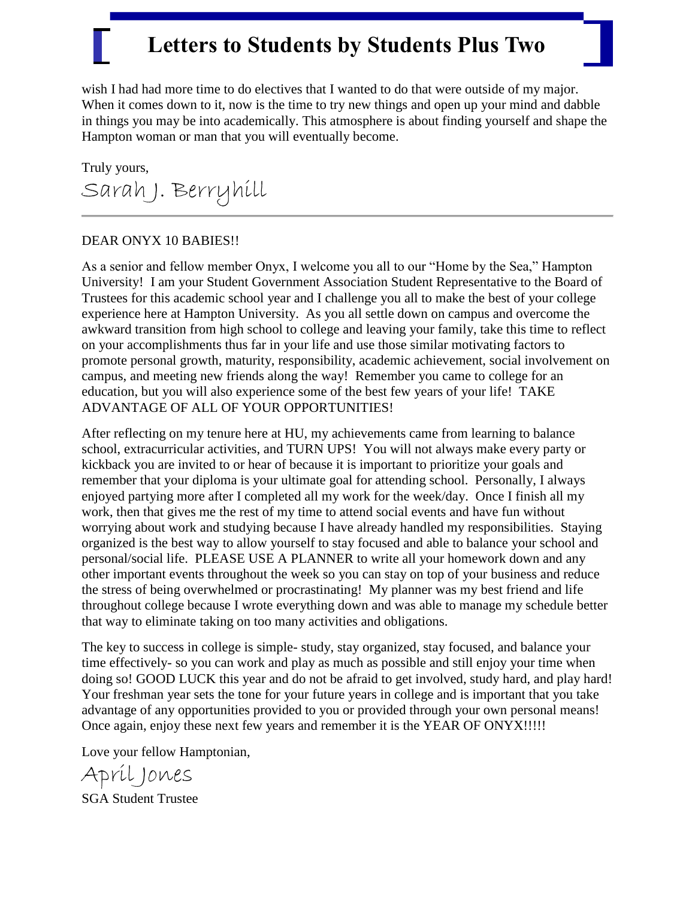wish I had had more time to do electives that I wanted to do that were outside of my major. When it comes down to it, now is the time to try new things and open up your mind and dabble in things you may be into academically. This atmosphere is about finding yourself and shape the Hampton woman or man that you will eventually become.

Truly yours,

Sarah J. Berryhill

---

DEAR ONYX 10 BABIES!!

As a senior and fellow member Onyx, I welcome you all to our "Home by the Sea," Hampton University! I am your Student Government Association Student Representative to the Board of Trustees for this academic school year and I challenge you all to make the best of your college experience here at Hampton University. As you all settle down on campus and overcome the awkward transition from high school to college and leaving your family, take this time to reflect on your accomplishments thus far in your life and use those similar motivating factors to promote personal growth, maturity, responsibility, academic achievement, social involvement on campus, and meeting new friends along the way! Remember you came to college for an education, but you will also experience some of the best few years of your life! TAKE ADVANTAGE OF ALL OF YOUR OPPORTUNITIES!

After reflecting on my tenure here at HU, my achievements came from learning to balance school, extracurricular activities, and TURN UPS! You will not always make every party or kickback you are invited to or hear of because it is important to prioritize your goals and remember that your diploma is your ultimate goal for attending school. Personally, I always enjoyed partying more after I completed all my work for the week/day. Once I finish all my work, then that gives me the rest of my time to attend social events and have fun without worrying about work and studying because I have already handled my responsibilities. Staying organized is the best way to allow yourself to stay focused and able to balance your school and personal/social life. PLEASE USE A PLANNER to write all your homework down and any other important events throughout the week so you can stay on top of your business and reduce the stress of being overwhelmed or procrastinating! My planner was my best friend and life throughout college because I wrote everything down and was able to manage my schedule better that way to eliminate taking on too many activities and obligations.

The key to success in college is simple- study, stay organized, stay focused, and balance your time effectively- so you can work and play as much as possible and still enjoy your time when doing so! GOOD LUCK this year and do not be afraid to get involved, study hard, and play hard! Your freshman year sets the tone for your future years in college and is important that you take advantage of any opportunities provided to you or provided through your own personal means! Once again, enjoy these next few years and remember it is the YEAR OF ONYX!!!!!

Love your fellow Hamptonian,

April Jones

SGA Student Trustee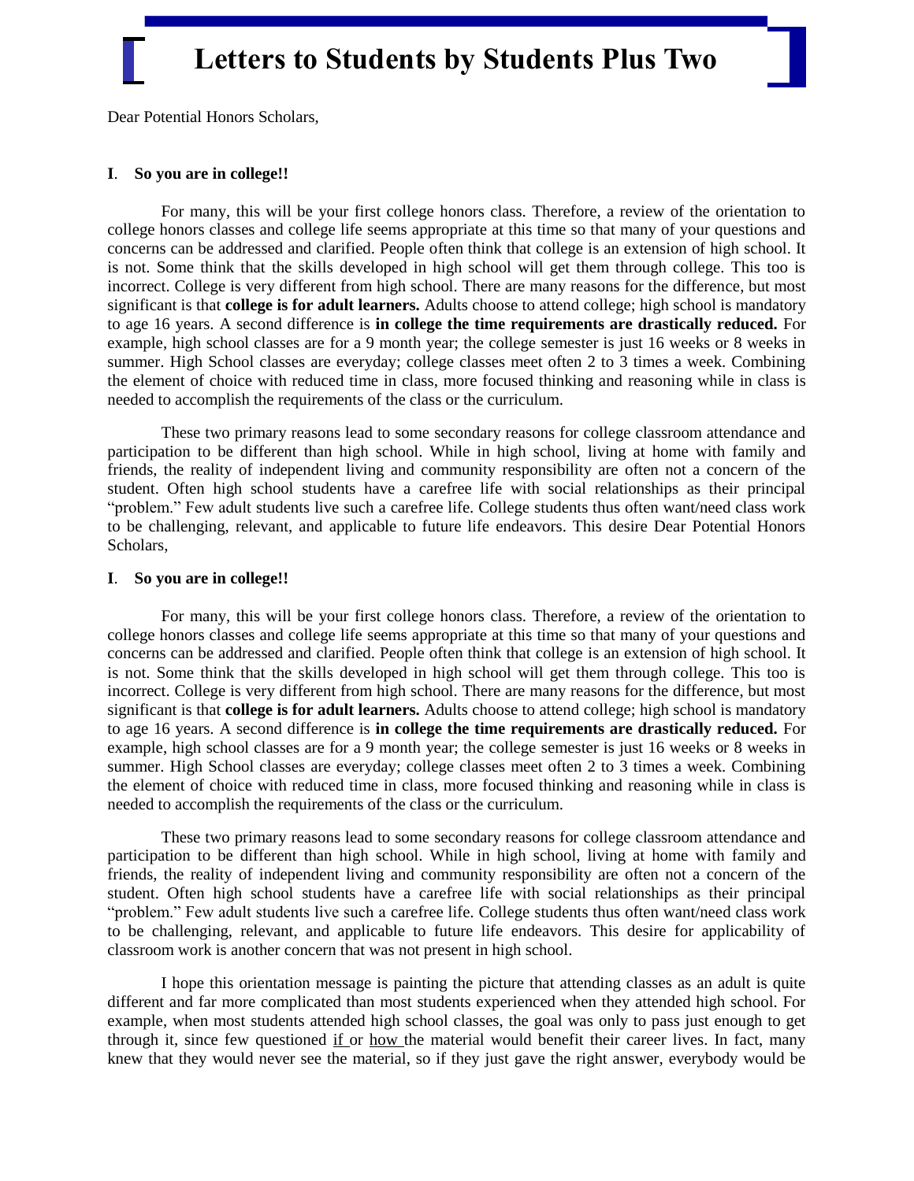# Letters to Students by Students Plus Two

Dear Potential Honors Scholars,

**I**. **So you are in college!!**

For many, this will be your first college honors class. Therefore, a review of the orientation to college honors classes and college life seems appropriate at this time so that many of your questions and concerns can be addressed and clarified. People often think that college is an extension of high school. It is not. Some think that the skills developed in high school will get them through college. This too is incorrect. College is very different from high school. There are many reasons for the difference, but most significant is that **college is for adult learners.** Adults choose to attend college; high school is mandatory to age 16 years. A second difference is **in college the time requirements are drastically reduced.** For example, high school classes are for a 9 month year; the college semester is just 16 weeks or 8 weeks in summer. High School classes are everyday; college classes meet often 2 to 3 times a week. Combining the element of choice with reduced time in class, more focused thinking and reasoning while in class is needed to accomplish the requirements of the class or the curriculum.

These two primary reasons lead to some secondary reasons for college classroom attendance and participation to be different than high school. While in high school, living at home with family and friends, the reality of independent living and community responsibility are often not a concern of the student. Often high school students have a carefree life with social relationships as their principal "problem." Few adult students live such a carefree life. College students thus often want/need class work to be challenging, relevant, and applicable to future life endeavors. This desire Dear Potential Honors Scholars,

**I**. **So you are in college!!**

For many, this will be your first college honors class. Therefore, a review of the orientation to college honors classes and college life seems appropriate at this time so that many of your questions and concerns can be addressed and clarified. People often think that college is an extension of high school. It is not. Some think that the skills developed in high school will get them through college. This too is incorrect. College is very different from high school. There are many reasons for the difference, but most significant is that **college is for adult learners.** Adults choose to attend college; high school is mandatory to age 16 years. A second difference is **in college the time requirements are drastically reduced.** For example, high school classes are for a 9 month year; the college semester is just 16 weeks or 8 weeks in summer. High School classes are everyday; college classes meet often 2 to 3 times a week. Combining the element of choice with reduced time in class, more focused thinking and reasoning while in class is needed to accomplish the requirements of the class or the curriculum.

These two primary reasons lead to some secondary reasons for college classroom attendance and participation to be different than high school. While in high school, living at home with family and friends, the reality of independent living and community responsibility are often not a concern of the student. Often high school students have a carefree life with social relationships as their principal "problem." Few adult students live such a carefree life. College students thus often want/need class work to be challenging, relevant, and applicable to future life endeavors. This desire for applicability of classroom work is another concern that was not present in high school.

I hope this orientation message is painting the picture that attending classes as an adult is quite different and far more complicated than most students experienced when they attended high school. For example, when most students attended high school classes, the goal was only to pass just enough to get through it, since few questioned <u>if</u> or <u>how</u> the material would benefit their career lives. In fact, many knew that they would never see the material, so if they just gave the right answer, everybody would be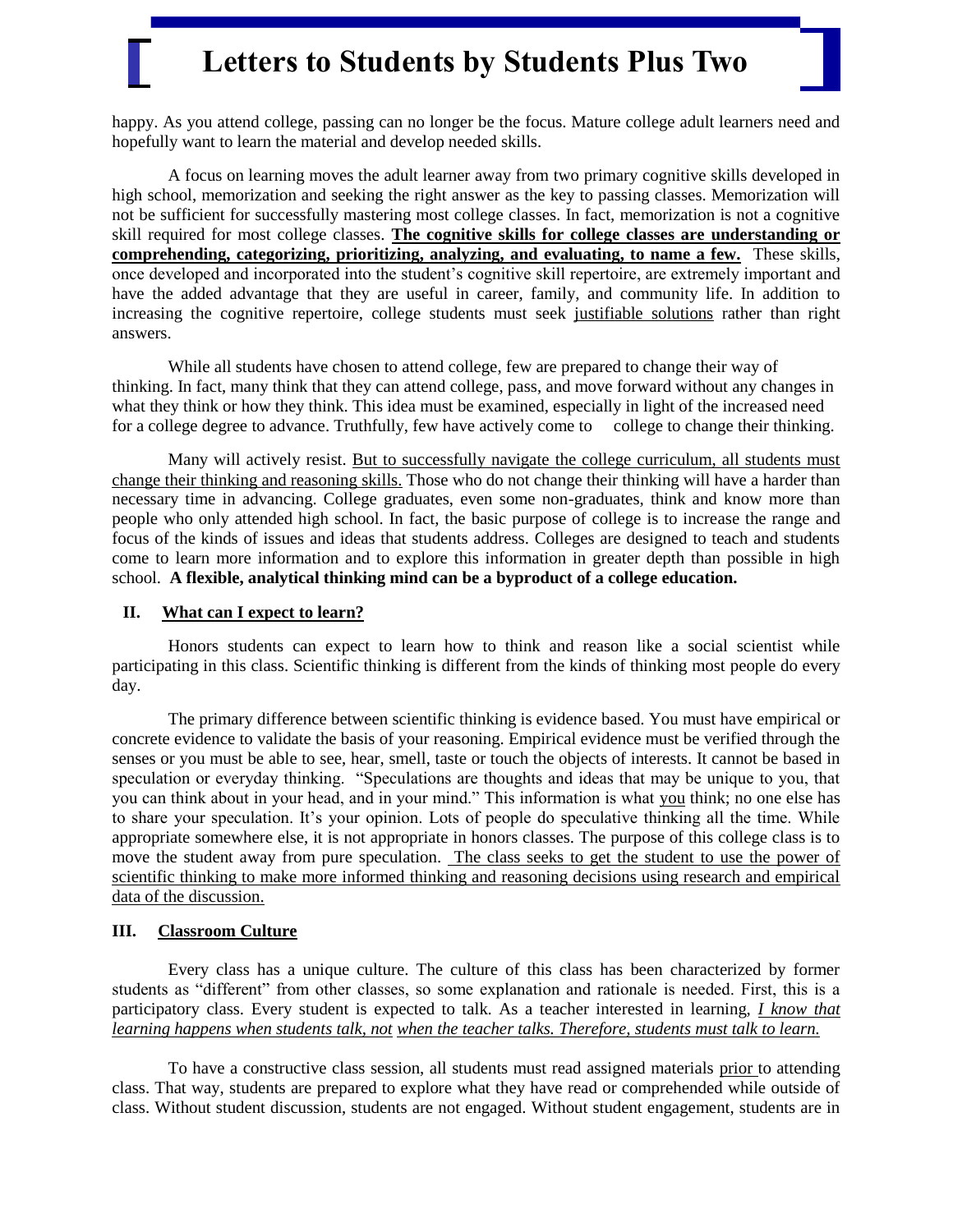happy. As you attend college, passing can no longer be the focus. Mature college adult learners need and hopefully want to learn the material and develop needed skills.

A focus on learning moves the adult learner away from two primary cognitive skills developed in high school, memorization and seeking the right answer as the key to passing classes. Memorization will not be sufficient for successfully mastering most college classes. In fact, memorization is not a cognitive skill required for most college classes. **The cognitive skills for college classes are understanding or comprehending, categorizing, prioritizing, analyzing, and evaluating, to name a few.** These skills, once developed and incorporated into the student's cognitive skill repertoire, are extremely important and have the added advantage that they are useful in career, family, and community life. In addition to increasing the cognitive repertoire, college students must seek justifiable solutions rather than right answers.

While all students have chosen to attend college, few are prepared to change their way of thinking. In fact, many think that they can attend college, pass, and move forward without any changes in what they think or how they think. This idea must be examined, especially in light of the increased need for a college degree to advance. Truthfully, few have actively come to college to change their thinking.

Many will actively resist. But to successfully navigate the college curriculum, all students must change their thinking and reasoning skills. Those who do not change their thinking will have a harder than necessary time in advancing. College graduates, even some non-graduates, think and know more than people who only attended high school. In fact, the basic purpose of college is to increase the range and focus of the kinds of issues and ideas that students address. Colleges are designed to teach and students come to learn more information and to explore this information in greater depth than possible in high school. **A flexible, analytical thinking mind can be a byproduct of a college education.**

## II. What can I expect to learn?

Honors students can expect to learn how to think and reason like a social scientist while participating in this class. Scientific thinking is different from the kinds of thinking most people do every day.

The primary difference between scientific thinking is evidence based. You must have empirical or concrete evidence to validate the basis of your reasoning. Empirical evidence must be verified through the senses or you must be able to see, hear, smell, taste or touch the objects of interests. It cannot be based in speculation or everyday thinking. "Speculations are thoughts and ideas that may be unique to you, that you can think about in your head, and in your mind." This information is what you think; no one else has to share your speculation. It's your opinion. Lots of people do speculative thinking all the time. While appropriate somewhere else, it is not appropriate in honors classes. The purpose of this college class is to move the student away from pure speculation. The class seeks to get the student to use the power of scientific thinking to make more informed thinking and reasoning decisions using research and empirical data of the discussion.

## III. Classroom Culture

Every class has a unique culture. The culture of this class has been characterized by former students as "different" from other classes, so some explanation and rationale is needed. First, this is a participatory class. Every student is expected to talk. As a teacher interested in learning, *I know that learning happens when students talk, not when the teacher talks. Therefore, students must talk to learn.*

To have a constructive class session, all students must read assigned materials prior to attending class. That way, students are prepared to explore what they have read or comprehended while outside of class. Without student discussion, students are not engaged. Without student engagement, students are in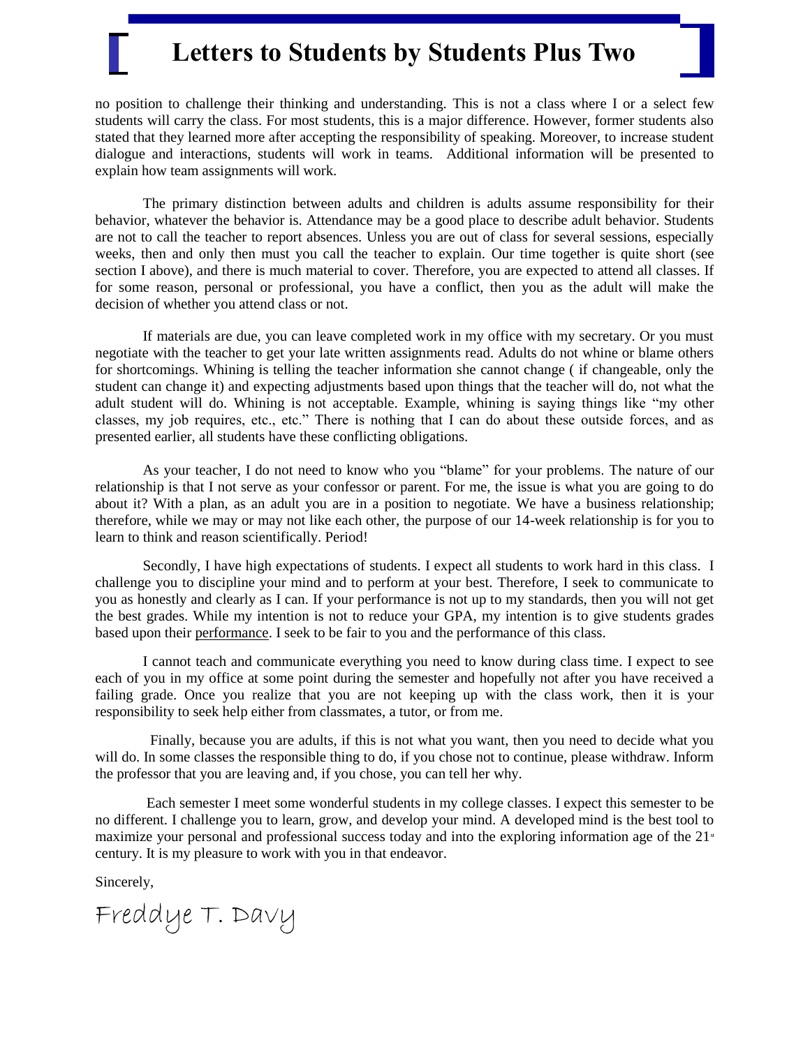no position to challenge their thinking and understanding. This is not a class where I or a select few students will carry the class. For most students, this is a major difference. However, former students also stated that they learned more after accepting the responsibility of speaking. Moreover, to increase student dialogue and interactions, students will work in teams. Additional information will be presented to explain how team assignments will work.

The primary distinction between adults and children is adults assume responsibility for their behavior, whatever the behavior is. Attendance may be a good place to describe adult behavior. Students are not to call the teacher to report absences. Unless you are out of class for several sessions, especially weeks, then and only then must you call the teacher to explain. Our time together is quite short (see section I above), and there is much material to cover. Therefore, you are expected to attend all classes. If for some reason, personal or professional, you have a conflict, then you as the adult will make the decision of whether you attend class or not.

If materials are due, you can leave completed work in my office with my secretary. Or you must negotiate with the teacher to get your late written assignments read. Adults do not whine or blame others for shortcomings. Whining is telling the teacher information she cannot change ( if changeable, only the student can change it) and expecting adjustments based upon things that the teacher will do, not what the adult student will do. Whining is not acceptable. Example, whining is saying things like "my other classes, my job requires, etc., etc." There is nothing that I can do about these outside forces, and as presented earlier, all students have these conflicting obligations.

As your teacher, I do not need to know who you "blame" for your problems. The nature of our relationship is that I not serve as your confessor or parent. For me, the issue is what you are going to do about it? With a plan, as an adult you are in a position to negotiate. We have a business relationship; therefore, while we may or may not like each other, the purpose of our 14-week relationship is for you to learn to think and reason scientifically. Period!

Secondly, I have high expectations of students. I expect all students to work hard in this class. I challenge you to discipline your mind and to perform at your best. Therefore, I seek to communicate to you as honestly and clearly as I can. If your performance is not up to my standards, then you will not get the best grades. While my intention is not to reduce your GPA, my intention is to give students grades based upon their performance. I seek to be fair to you and the performance of this class.

I cannot teach and communicate everything you need to know during class time. I expect to see each of you in my office at some point during the semester and hopefully not after you have received a failing grade. Once you realize that you are not keeping up with the class work, then it is your responsibility to seek help either from classmates, a tutor, or from me.

Finally, because you are adults, if this is not what you want, then you need to decide what you will do. In some classes the responsible thing to do, if you chose not to continue, please withdraw. Inform the professor that you are leaving and, if you chose, you can tell her why.

Each semester I meet some wonderful students in my college classes. I expect this semester to be no different. I challenge you to learn, grow, and develop your mind. A developed mind is the best tool to maximize your personal and professional success today and into the exploring information age of the 21st century. It is my pleasure to work with you in that endeavor.

Sincerely,

Freddye T. Davy